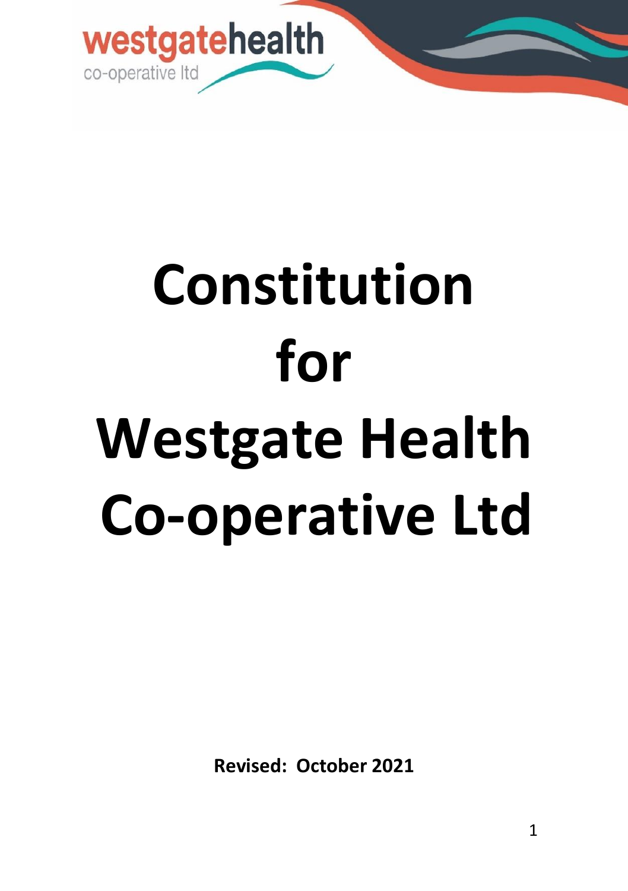westgatehealth
co-operative ltd

# Constitution for Westgate Health Co-operative Ltd

**Revised: October 2021**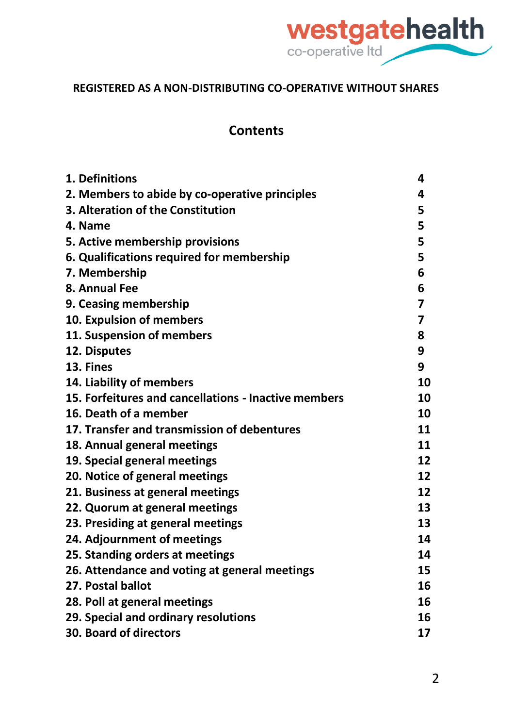westgatehealth co-operative ltd

**REGISTERED AS A NON-DISTRIBUTING CO-OPERATIVE WITHOUT SHARES**

## Contents

| | |
|---|---|
| **1. Definitions** | **4** |
| **2. Members to abide by co-operative principles** | **4** |
| **3. Alteration of the Constitution** | **5** |
| **4. Name** | **5** |
| **5. Active membership provisions** | **5** |
| **6. Qualifications required for membership** | **5** |
| **7. Membership** | **6** |
| **8. Annual Fee** | **6** |
| **9. Ceasing membership** | **7** |
| **10. Expulsion of members** | **7** |
| **11. Suspension of members** | **8** |
| **12. Disputes** | **9** |
| **13. Fines** | **9** |
| **14. Liability of members** | **10** |
| **15. Forfeitures and cancellations - Inactive members** | **10** |
| **16. Death of a member** | **10** |
| **17. Transfer and transmission of debentures** | **11** |
| **18. Annual general meetings** | **11** |
| **19. Special general meetings** | **12** |
| **20. Notice of general meetings** | **12** |
| **21. Business at general meetings** | **12** |
| **22. Quorum at general meetings** | **13** |
| **23. Presiding at general meetings** | **13** |
| **24. Adjournment of meetings** | **14** |
| **25. Standing orders at meetings** | **14** |
| **26. Attendance and voting at general meetings** | **15** |
| **27. Postal ballot** | **16** |
| **28. Poll at general meetings** | **16** |
| **29. Special and ordinary resolutions** | **16** |
| **30. Board of directors** | **17** |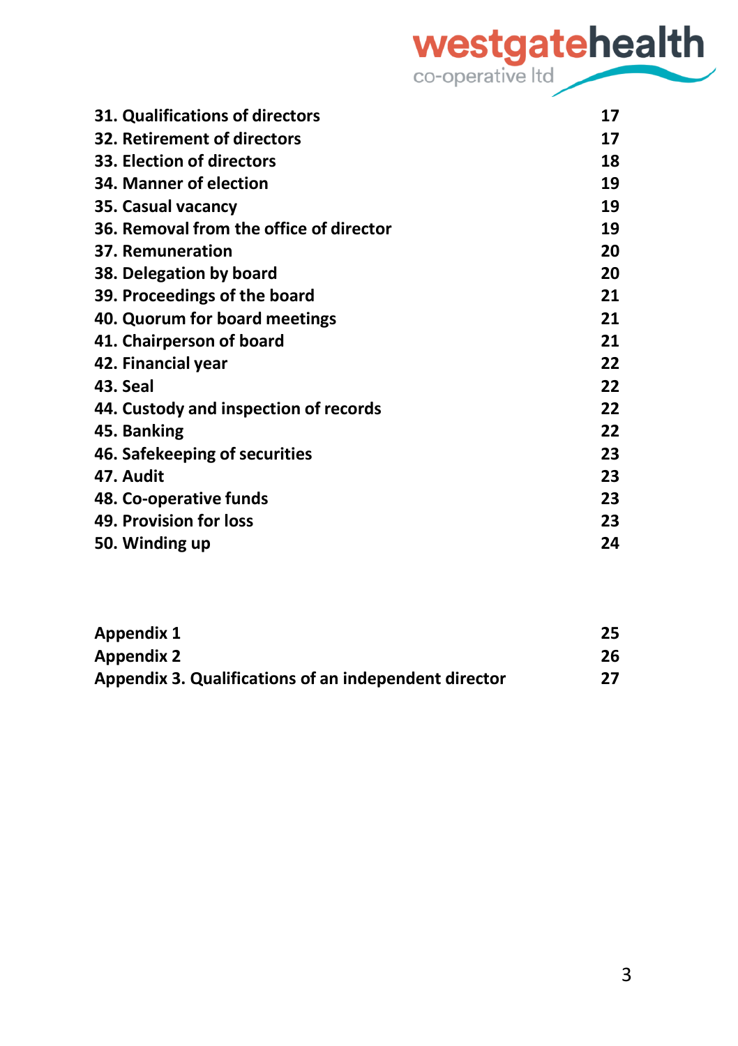| | |
|---|---|
| **31. Qualifications of directors** | **17** |
| **32. Retirement of directors** | **17** |
| **33. Election of directors** | **18** |
| **34. Manner of election** | **19** |
| **35. Casual vacancy** | **19** |
| **36. Removal from the office of director** | **19** |
| **37. Remuneration** | **20** |
| **38. Delegation by board** | **20** |
| **39. Proceedings of the board** | **21** |
| **40. Quorum for board meetings** | **21** |
| **41. Chairperson of board** | **21** |
| **42. Financial year** | **22** |
| **43. Seal** | **22** |
| **44. Custody and inspection of records** | **22** |
| **45. Banking** | **22** |
| **46. Safekeeping of securities** | **23** |
| **47. Audit** | **23** |
| **48. Co-operative funds** | **23** |
| **49. Provision for loss** | **23** |
| **50. Winding up** | **24** |

| | |
|---|---|
| **Appendix 1** | **25** |
| **Appendix 2** | **26** |
| **Appendix 3. Qualifications of an independent director** | **27** |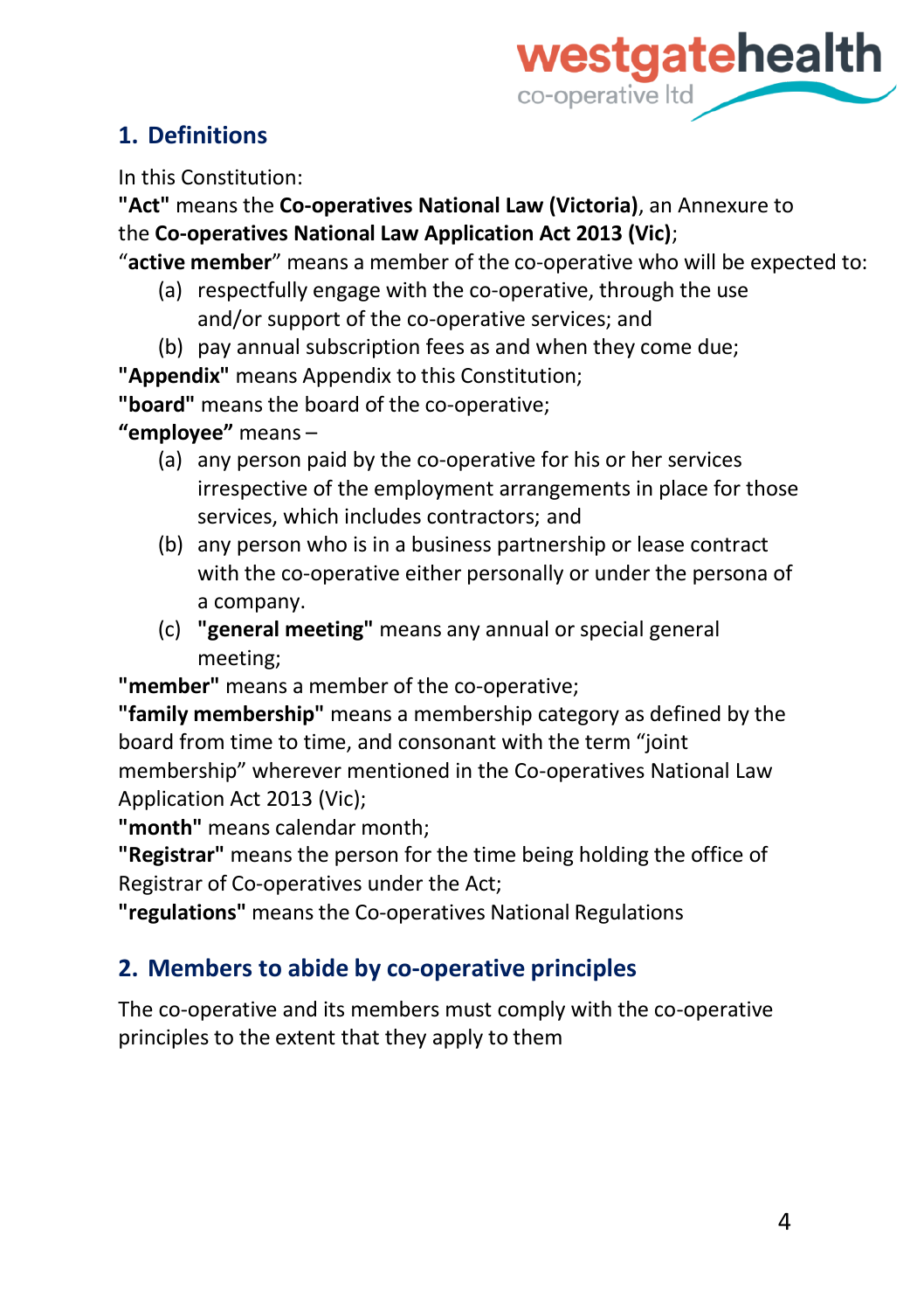## 1. Definitions

In this Constitution:

**"Act"** means the **Co-operatives National Law (Victoria)**, an Annexure to the **Co-operatives National Law Application Act 2013 (Vic)**;

"**active member**" means a member of the co-operative who will be expected to:

- (a) respectfully engage with the co-operative, through the use and/or support of the co-operative services; and
- (b) pay annual subscription fees as and when they come due;

**"Appendix"** means Appendix to this Constitution;

**"board"** means the board of the co-operative;

**"employee"** means –

- (a) any person paid by the co-operative for his or her services irrespective of the employment arrangements in place for those services, which includes contractors; and
- (b) any person who is in a business partnership or lease contract with the co-operative either personally or under the persona of a company.
- (c) **"general meeting"** means any annual or special general meeting;

**"member"** means a member of the co-operative;

**"family membership"** means a membership category as defined by the board from time to time, and consonant with the term "joint membership" wherever mentioned in the Co-operatives National Law Application Act 2013 (Vic);

**"month"** means calendar month;

**"Registrar"** means the person for the time being holding the office of Registrar of Co-operatives under the Act;

**"regulations"** means the Co-operatives National Regulations

## 2. Members to abide by co-operative principles

The co-operative and its members must comply with the co-operative principles to the extent that they apply to them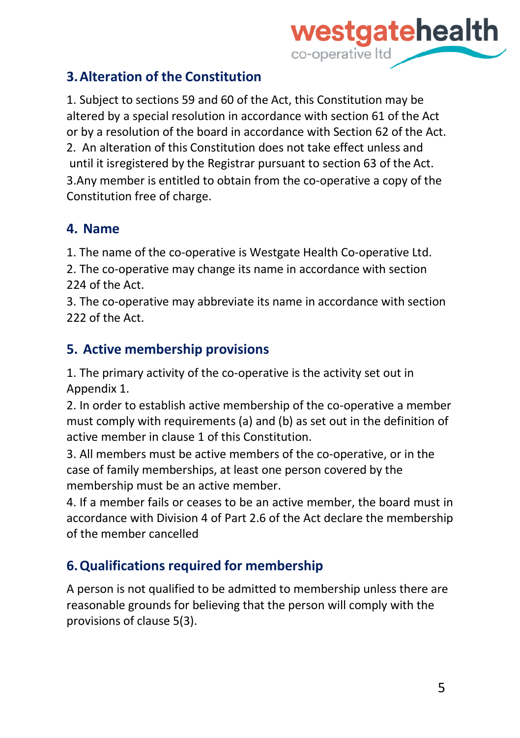## 3. Alteration of the Constitution

1. Subject to sections 59 and 60 of the Act, this Constitution may be altered by a special resolution in accordance with section 61 of the Act or by a resolution of the board in accordance with Section 62 of the Act.
2. An alteration of this Constitution does not take effect unless and until it isregistered by the Registrar pursuant to section 63 of the Act.
3. Any member is entitled to obtain from the co-operative a copy of the Constitution free of charge.

## 4. Name

1. The name of the co-operative is Westgate Health Co-operative Ltd.
2. The co-operative may change its name in accordance with section 224 of the Act.
3. The co-operative may abbreviate its name in accordance with section 222 of the Act.

## 5. Active membership provisions

1. The primary activity of the co-operative is the activity set out in Appendix 1.
2. In order to establish active membership of the co-operative a member must comply with requirements (a) and (b) as set out in the definition of active member in clause 1 of this Constitution.
3. All members must be active members of the co-operative, or in the case of family memberships, at least one person covered by the membership must be an active member.
4. If a member fails or ceases to be an active member, the board must in accordance with Division 4 of Part 2.6 of the Act declare the membership of the member cancelled

## 6. Qualifications required for membership

A person is not qualified to be admitted to membership unless there are reasonable grounds for believing that the person will comply with the provisions of clause 5(3).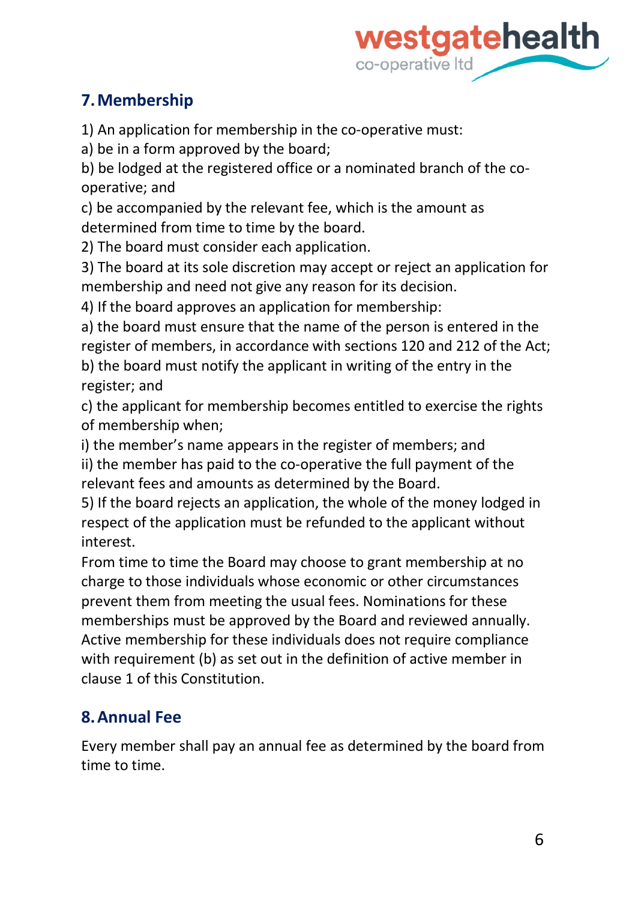## 7. Membership

1) An application for membership in the co-operative must:

a) be in a form approved by the board;

b) be lodged at the registered office or a nominated branch of the co-operative; and

c) be accompanied by the relevant fee, which is the amount as determined from time to time by the board.

2) The board must consider each application.

3) The board at its sole discretion may accept or reject an application for membership and need not give any reason for its decision.

4) If the board approves an application for membership:

a) the board must ensure that the name of the person is entered in the register of members, in accordance with sections 120 and 212 of the Act;

b) the board must notify the applicant in writing of the entry in the register; and

c) the applicant for membership becomes entitled to exercise the rights of membership when;

i) the member's name appears in the register of members; and

ii) the member has paid to the co-operative the full payment of the relevant fees and amounts as determined by the Board.

5) If the board rejects an application, the whole of the money lodged in respect of the application must be refunded to the applicant without interest.

From time to time the Board may choose to grant membership at no charge to those individuals whose economic or other circumstances prevent them from meeting the usual fees. Nominations for these memberships must be approved by the Board and reviewed annually. Active membership for these individuals does not require compliance with requirement (b) as set out in the definition of active member in clause 1 of this Constitution.

## 8. Annual Fee

Every member shall pay an annual fee as determined by the board from time to time.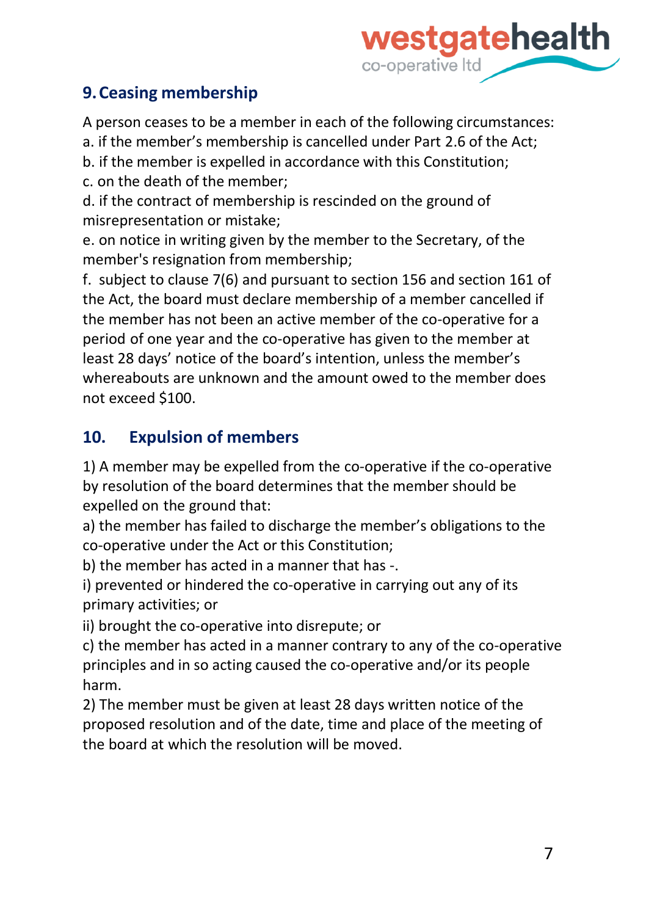## 9. Ceasing membership

A person ceases to be a member in each of the following circumstances:

a. if the member's membership is cancelled under Part 2.6 of the Act;

b. if the member is expelled in accordance with this Constitution;

c. on the death of the member;

d. if the contract of membership is rescinded on the ground of misrepresentation or mistake;

e. on notice in writing given by the member to the Secretary, of the member's resignation from membership;

f. subject to clause 7(6) and pursuant to section 156 and section 161 of the Act, the board must declare membership of a member cancelled if the member has not been an active member of the co-operative for a period of one year and the co-operative has given to the member at least 28 days' notice of the board's intention, unless the member's whereabouts are unknown and the amount owed to the member does not exceed $100.

## 10. Expulsion of members

1) A member may be expelled from the co-operative if the co-operative by resolution of the board determines that the member should be expelled on the ground that:

a) the member has failed to discharge the member's obligations to the co-operative under the Act or this Constitution;

b) the member has acted in a manner that has -.

i) prevented or hindered the co-operative in carrying out any of its primary activities; or

ii) brought the co-operative into disrepute; or

c) the member has acted in a manner contrary to any of the co-operative principles and in so acting caused the co-operative and/or its people harm.

2) The member must be given at least 28 days written notice of the proposed resolution and of the date, time and place of the meeting of the board at which the resolution will be moved.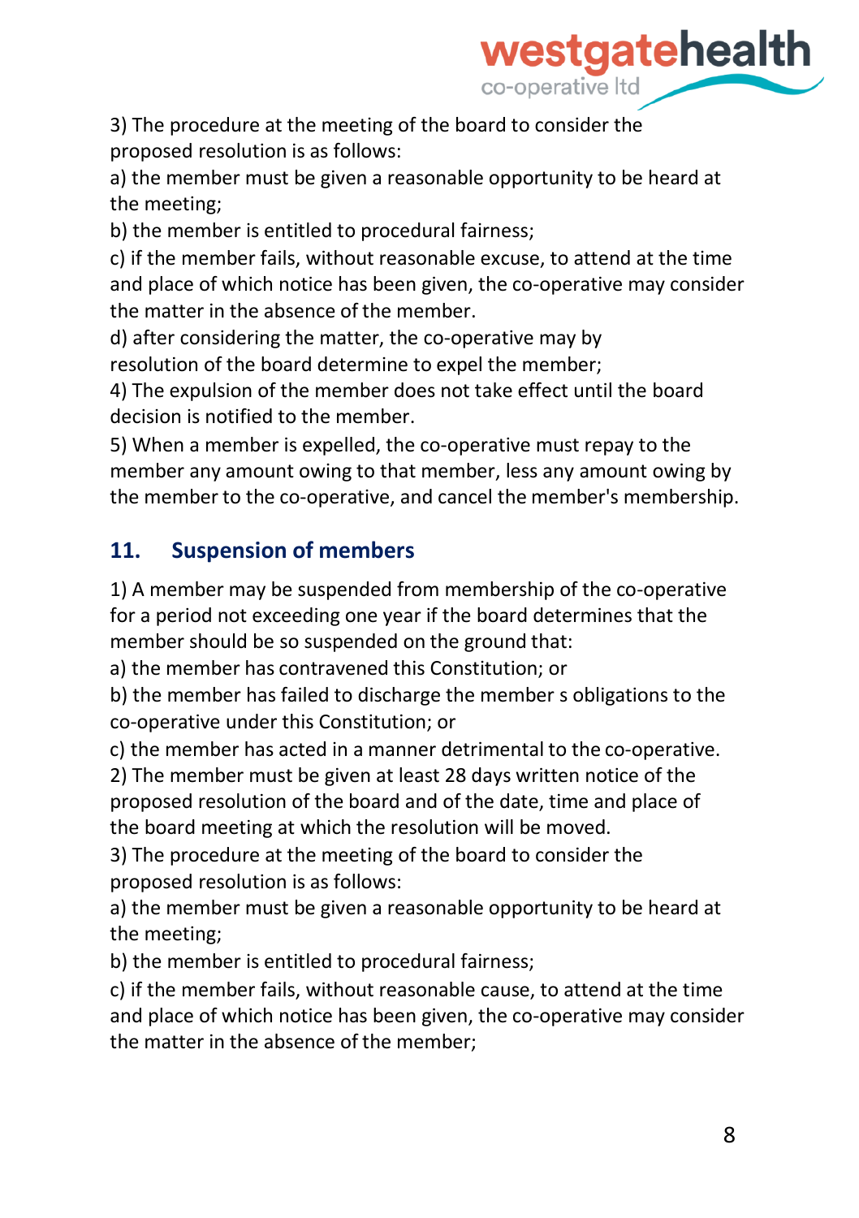3) The procedure at the meeting of the board to consider the proposed resolution is as follows:

a) the member must be given a reasonable opportunity to be heard at the meeting;

b) the member is entitled to procedural fairness;

c) if the member fails, without reasonable excuse, to attend at the time and place of which notice has been given, the co-operative may consider the matter in the absence of the member.

d) after considering the matter, the co-operative may by resolution of the board determine to expel the member;

4) The expulsion of the member does not take effect until the board decision is notified to the member.

5) When a member is expelled, the co-operative must repay to the member any amount owing to that member, less any amount owing by the member to the co-operative, and cancel the member's membership.

## 11. Suspension of members

1) A member may be suspended from membership of the co-operative for a period not exceeding one year if the board determines that the member should be so suspended on the ground that:

a) the member has contravened this Constitution; or

b) the member has failed to discharge the member s obligations to the co-operative under this Constitution; or

c) the member has acted in a manner detrimental to the co-operative.

2) The member must be given at least 28 days written notice of the proposed resolution of the board and of the date, time and place of the board meeting at which the resolution will be moved.

3) The procedure at the meeting of the board to consider the proposed resolution is as follows:

a) the member must be given a reasonable opportunity to be heard at the meeting;

b) the member is entitled to procedural fairness;

c) if the member fails, without reasonable cause, to attend at the time and place of which notice has been given, the co-operative may consider the matter in the absence of the member;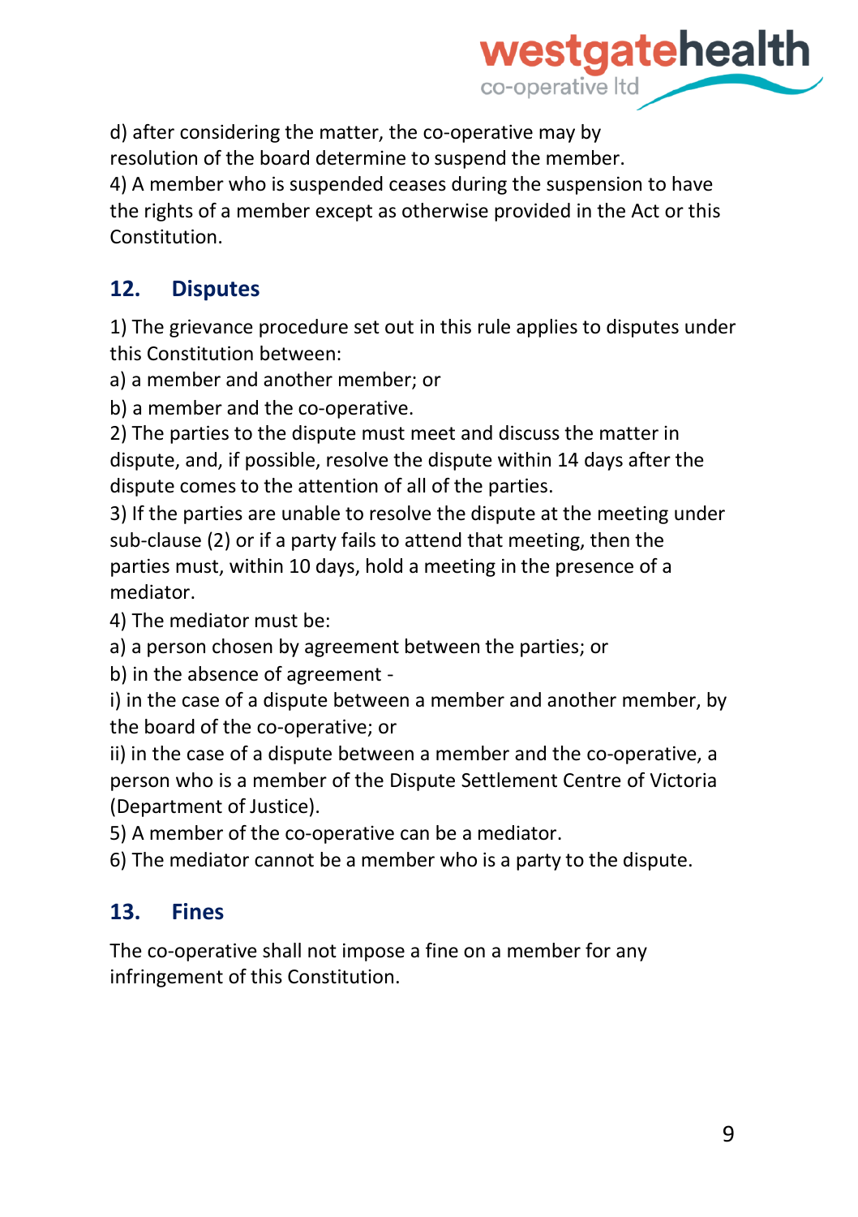d) after considering the matter, the co-operative may by resolution of the board determine to suspend the member.

4) A member who is suspended ceases during the suspension to have the rights of a member except as otherwise provided in the Act or this Constitution.

## 12. Disputes

1) The grievance procedure set out in this rule applies to disputes under this Constitution between:

a) a member and another member; or

b) a member and the co-operative.

2) The parties to the dispute must meet and discuss the matter in dispute, and, if possible, resolve the dispute within 14 days after the dispute comes to the attention of all of the parties.

3) If the parties are unable to resolve the dispute at the meeting under sub-clause (2) or if a party fails to attend that meeting, then the parties must, within 10 days, hold a meeting in the presence of a mediator.

4) The mediator must be:

a) a person chosen by agreement between the parties; or

b) in the absence of agreement -

i) in the case of a dispute between a member and another member, by the board of the co-operative; or

ii) in the case of a dispute between a member and the co-operative, a person who is a member of the Dispute Settlement Centre of Victoria (Department of Justice).

5) A member of the co-operative can be a mediator.

6) The mediator cannot be a member who is a party to the dispute.

## 13. Fines

The co-operative shall not impose a fine on a member for any infringement of this Constitution.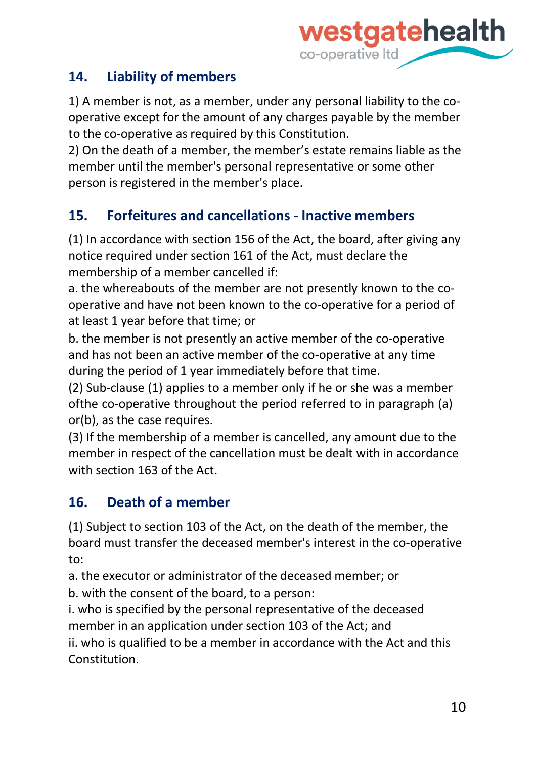## 14. Liability of members

1) A member is not, as a member, under any personal liability to the co-operative except for the amount of any charges payable by the member to the co-operative as required by this Constitution.
2) On the death of a member, the member's estate remains liable as the member until the member's personal representative or some other person is registered in the member's place.

## 15. Forfeitures and cancellations - Inactive members

(1) In accordance with section 156 of the Act, the board, after giving any notice required under section 161 of the Act, must declare the membership of a member cancelled if:
a. the whereabouts of the member are not presently known to the co-operative and have not been known to the co-operative for a period of at least 1 year before that time; or
b. the member is not presently an active member of the co-operative and has not been an active member of the co-operative at any time during the period of 1 year immediately before that time.
(2) Sub-clause (1) applies to a member only if he or she was a member ofthe co-operative throughout the period referred to in paragraph (a) or(b), as the case requires.
(3) If the membership of a member is cancelled, any amount due to the member in respect of the cancellation must be dealt with in accordance with section 163 of the Act.

## 16. Death of a member

(1) Subject to section 103 of the Act, on the death of the member, the board must transfer the deceased member's interest in the co-operative to:
a. the executor or administrator of the deceased member; or
b. with the consent of the board, to a person:
i. who is specified by the personal representative of the deceased member in an application under section 103 of the Act; and
ii. who is qualified to be a member in accordance with the Act and this Constitution.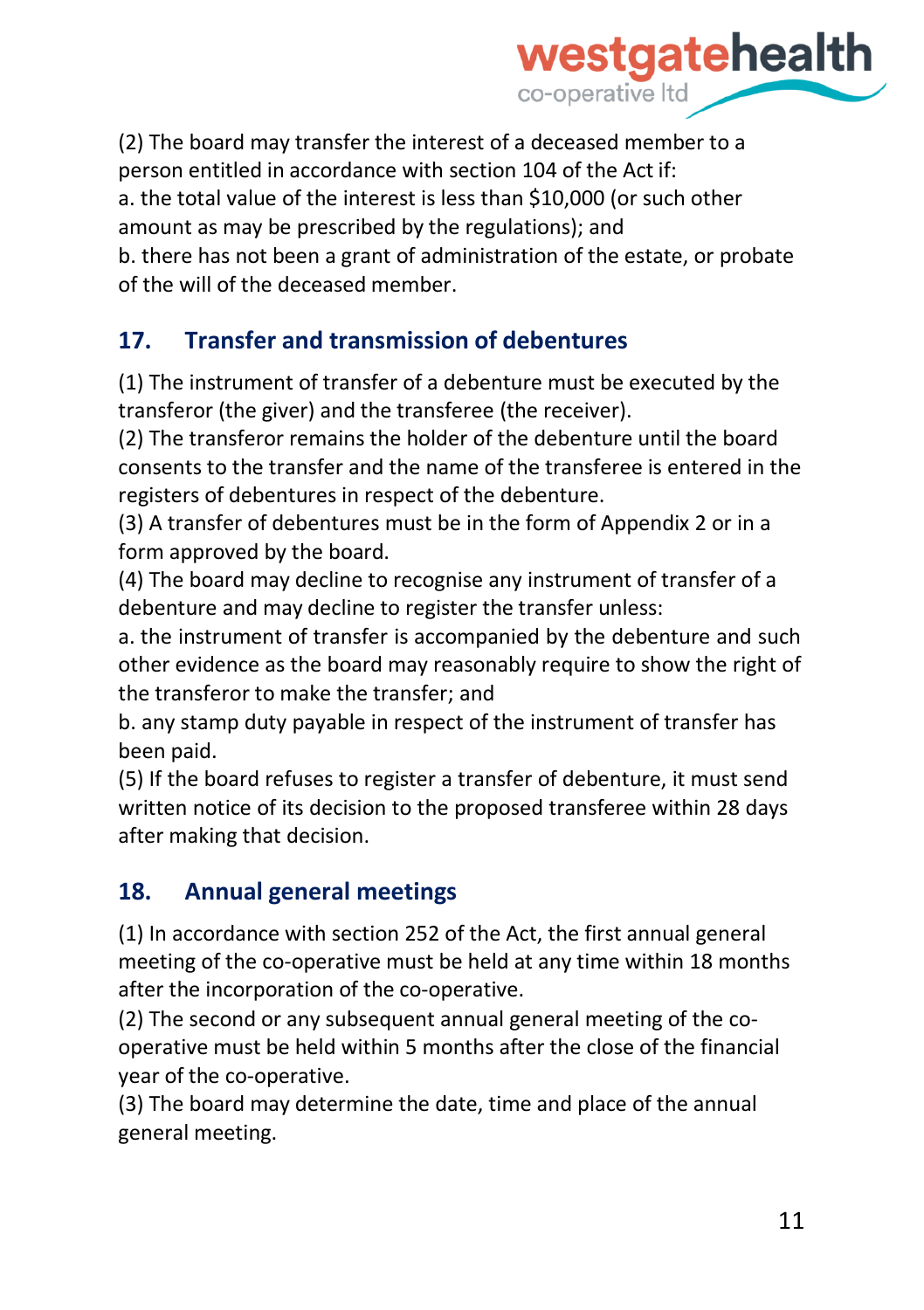(2) The board may transfer the interest of a deceased member to a person entitled in accordance with section 104 of the Act if:
a. the total value of the interest is less than $10,000 (or such other amount as may be prescribed by the regulations); and
b. there has not been a grant of administration of the estate, or probate of the will of the deceased member.

## 17. Transfer and transmission of debentures

(1) The instrument of transfer of a debenture must be executed by the transferor (the giver) and the transferee (the receiver).
(2) The transferor remains the holder of the debenture until the board consents to the transfer and the name of the transferee is entered in the registers of debentures in respect of the debenture.
(3) A transfer of debentures must be in the form of Appendix 2 or in a form approved by the board.
(4) The board may decline to recognise any instrument of transfer of a debenture and may decline to register the transfer unless:
a. the instrument of transfer is accompanied by the debenture and such other evidence as the board may reasonably require to show the right of the transferor to make the transfer; and
b. any stamp duty payable in respect of the instrument of transfer has been paid.
(5) If the board refuses to register a transfer of debenture, it must send written notice of its decision to the proposed transferee within 28 days after making that decision.

## 18. Annual general meetings

(1) In accordance with section 252 of the Act, the first annual general meeting of the co-operative must be held at any time within 18 months after the incorporation of the co-operative.
(2) The second or any subsequent annual general meeting of the co-operative must be held within 5 months after the close of the financial year of the co-operative.
(3) The board may determine the date, time and place of the annual general meeting.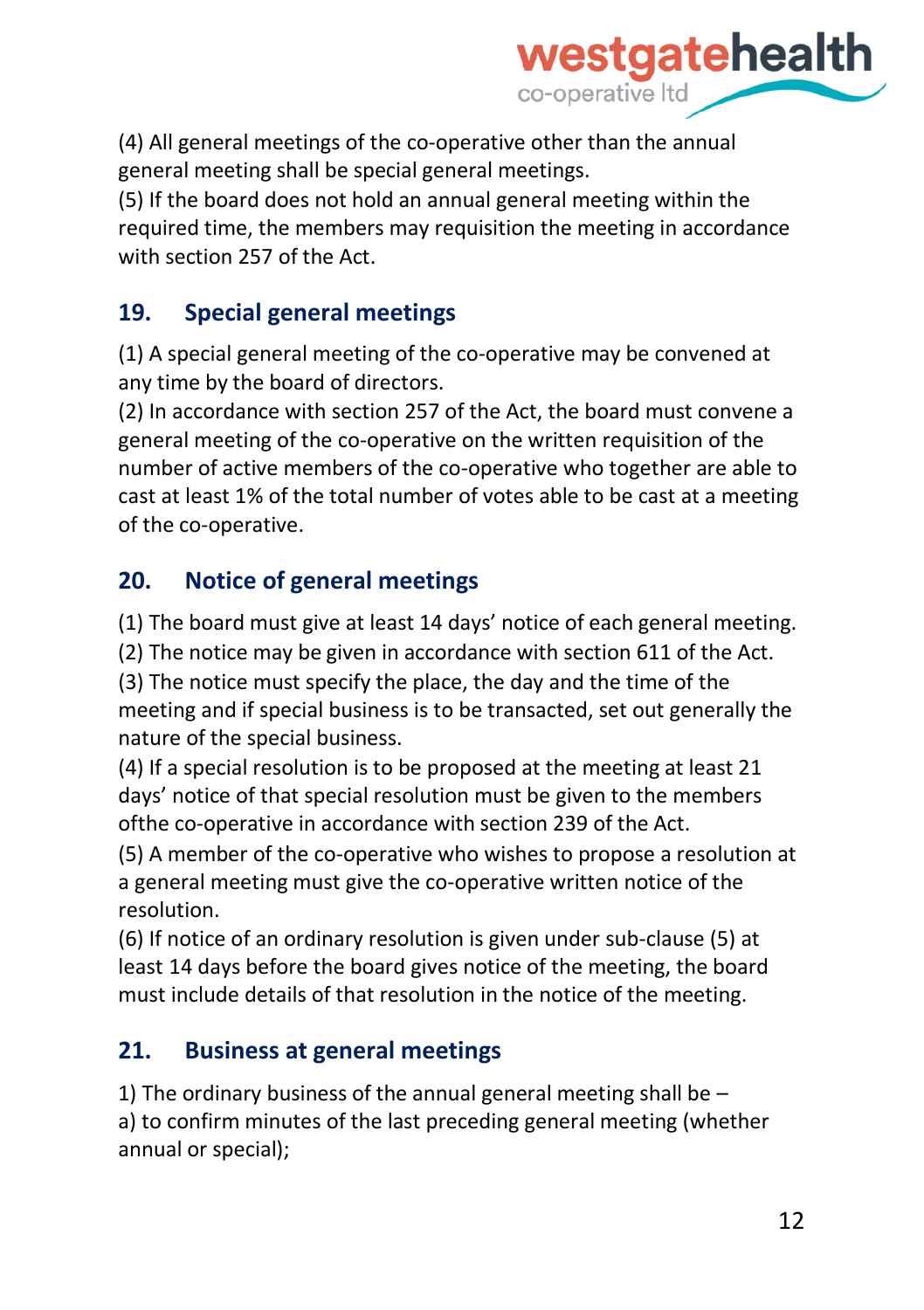(4) All general meetings of the co-operative other than the annual general meeting shall be special general meetings.
(5) If the board does not hold an annual general meeting within the required time, the members may requisition the meeting in accordance with section 257 of the Act.

## 19. Special general meetings

(1) A special general meeting of the co-operative may be convened at any time by the board of directors.
(2) In accordance with section 257 of the Act, the board must convene a general meeting of the co-operative on the written requisition of the number of active members of the co-operative who together are able to cast at least 1% of the total number of votes able to be cast at a meeting of the co-operative.

## 20. Notice of general meetings

(1) The board must give at least 14 days' notice of each general meeting.
(2) The notice may be given in accordance with section 611 of the Act.
(3) The notice must specify the place, the day and the time of the meeting and if special business is to be transacted, set out generally the nature of the special business.
(4) If a special resolution is to be proposed at the meeting at least 21 days' notice of that special resolution must be given to the members ofthe co-operative in accordance with section 239 of the Act.
(5) A member of the co-operative who wishes to propose a resolution at a general meeting must give the co-operative written notice of the resolution.
(6) If notice of an ordinary resolution is given under sub-clause (5) at least 14 days before the board gives notice of the meeting, the board must include details of that resolution in the notice of the meeting.

## 21. Business at general meetings

1) The ordinary business of the annual general meeting shall be –
a) to confirm minutes of the last preceding general meeting (whether annual or special);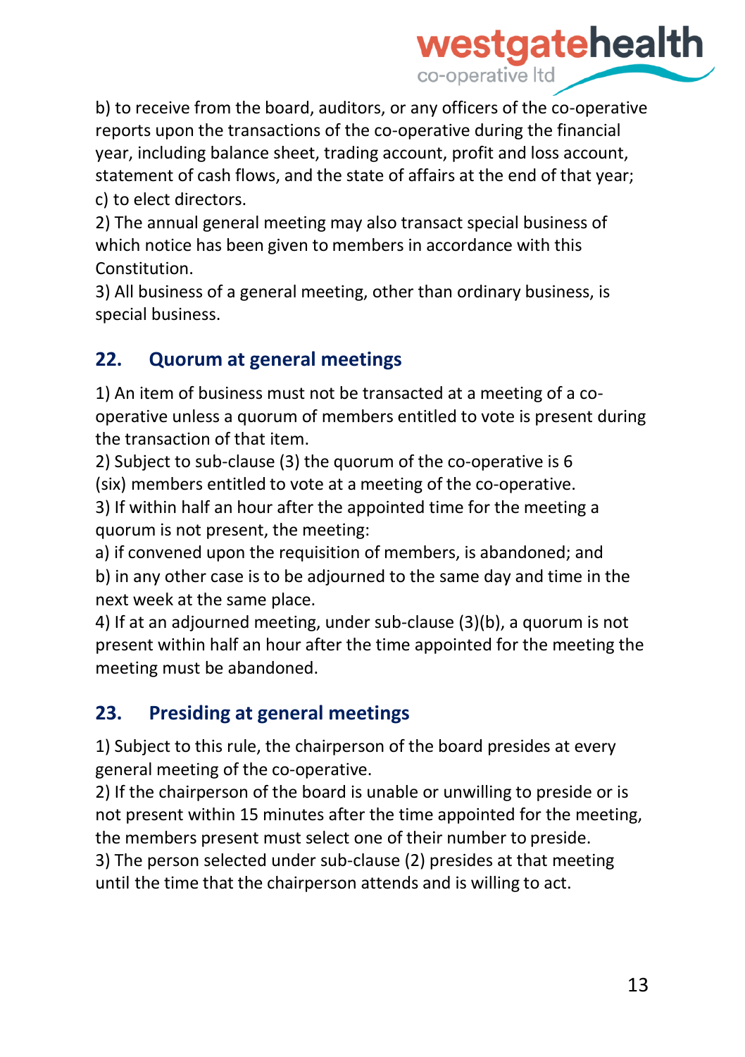b) to receive from the board, auditors, or any officers of the co-operative reports upon the transactions of the co-operative during the financial year, including balance sheet, trading account, profit and loss account, statement of cash flows, and the state of affairs at the end of that year;
c) to elect directors.
2) The annual general meeting may also transact special business of which notice has been given to members in accordance with this Constitution.
3) All business of a general meeting, other than ordinary business, is special business.

## 22. Quorum at general meetings

1) An item of business must not be transacted at a meeting of a co-operative unless a quorum of members entitled to vote is present during the transaction of that item.
2) Subject to sub-clause (3) the quorum of the co-operative is 6 (six) members entitled to vote at a meeting of the co-operative.
3) If within half an hour after the appointed time for the meeting a quorum is not present, the meeting:
a) if convened upon the requisition of members, is abandoned; and
b) in any other case is to be adjourned to the same day and time in the next week at the same place.
4) If at an adjourned meeting, under sub-clause (3)(b), a quorum is not present within half an hour after the time appointed for the meeting the meeting must be abandoned.

## 23. Presiding at general meetings

1) Subject to this rule, the chairperson of the board presides at every general meeting of the co-operative.
2) If the chairperson of the board is unable or unwilling to preside or is not present within 15 minutes after the time appointed for the meeting, the members present must select one of their number to preside.
3) The person selected under sub-clause (2) presides at that meeting until the time that the chairperson attends and is willing to act.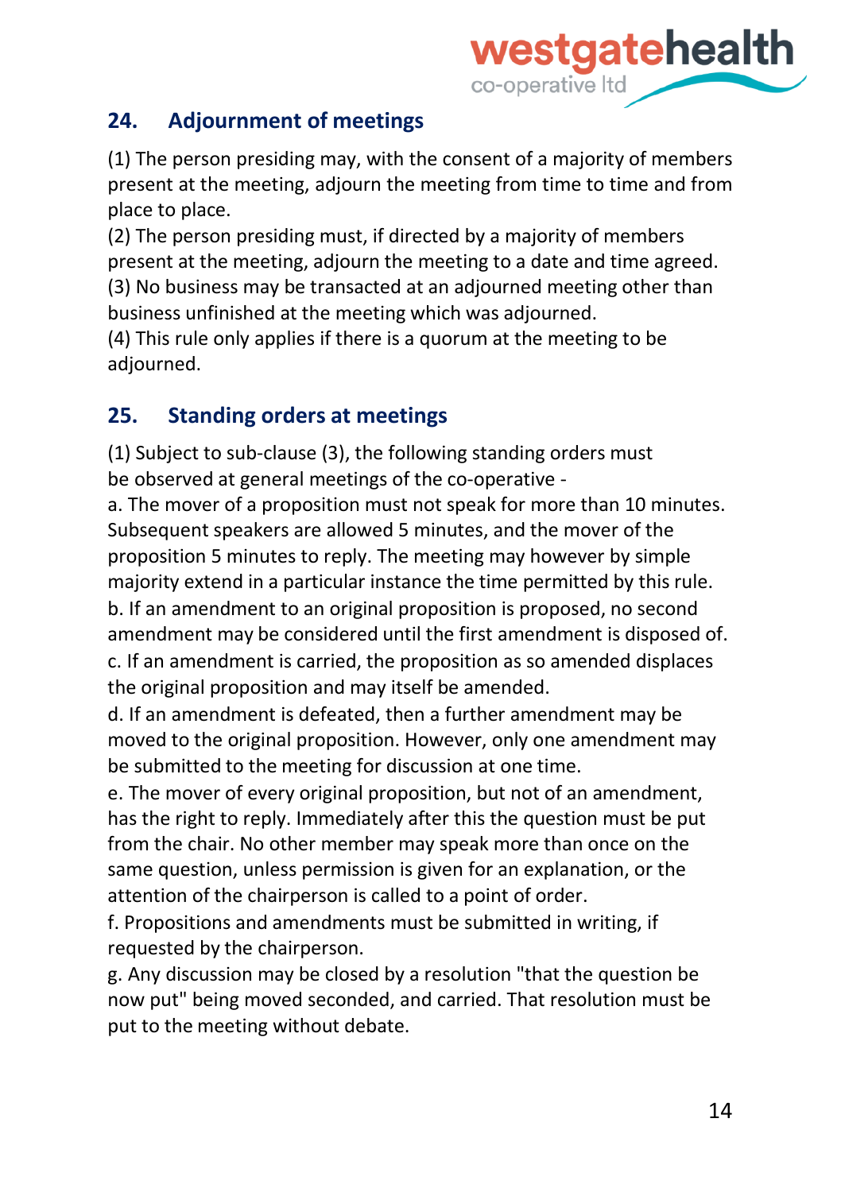## 24. Adjournment of meetings

(1) The person presiding may, with the consent of a majority of members present at the meeting, adjourn the meeting from time to time and from place to place.
(2) The person presiding must, if directed by a majority of members present at the meeting, adjourn the meeting to a date and time agreed.
(3) No business may be transacted at an adjourned meeting other than business unfinished at the meeting which was adjourned.
(4) This rule only applies if there is a quorum at the meeting to be adjourned.

## 25. Standing orders at meetings

(1) Subject to sub-clause (3), the following standing orders must be observed at general meetings of the co-operative -
a. The mover of a proposition must not speak for more than 10 minutes. Subsequent speakers are allowed 5 minutes, and the mover of the proposition 5 minutes to reply. The meeting may however by simple majority extend in a particular instance the time permitted by this rule.
b. If an amendment to an original proposition is proposed, no second amendment may be considered until the first amendment is disposed of.
c. If an amendment is carried, the proposition as so amended displaces the original proposition and may itself be amended.
d. If an amendment is defeated, then a further amendment may be moved to the original proposition. However, only one amendment may be submitted to the meeting for discussion at one time.
e. The mover of every original proposition, but not of an amendment, has the right to reply. Immediately after this the question must be put from the chair. No other member may speak more than once on the same question, unless permission is given for an explanation, or the attention of the chairperson is called to a point of order.
f. Propositions and amendments must be submitted in writing, if requested by the chairperson.
g. Any discussion may be closed by a resolution "that the question be now put" being moved seconded, and carried. That resolution must be put to the meeting without debate.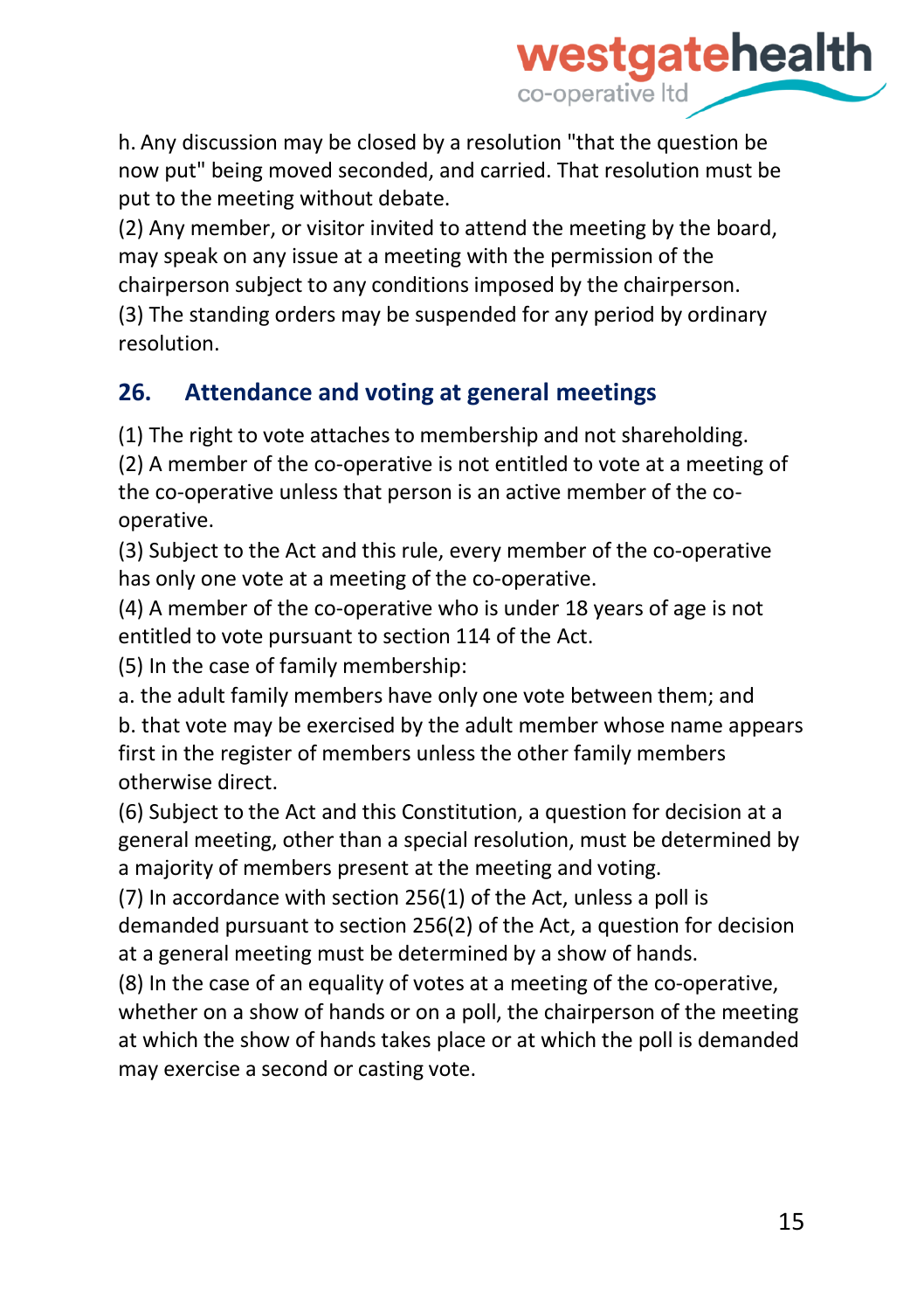h. Any discussion may be closed by a resolution "that the question be now put" being moved seconded, and carried. That resolution must be put to the meeting without debate.

(2) Any member, or visitor invited to attend the meeting by the board, may speak on any issue at a meeting with the permission of the chairperson subject to any conditions imposed by the chairperson.

(3) The standing orders may be suspended for any period by ordinary resolution.

## 26. Attendance and voting at general meetings

(1) The right to vote attaches to membership and not shareholding.

(2) A member of the co-operative is not entitled to vote at a meeting of the co-operative unless that person is an active member of the co-operative.

(3) Subject to the Act and this rule, every member of the co-operative has only one vote at a meeting of the co-operative.

(4) A member of the co-operative who is under 18 years of age is not entitled to vote pursuant to section 114 of the Act.

(5) In the case of family membership:

a. the adult family members have only one vote between them; and

b. that vote may be exercised by the adult member whose name appears first in the register of members unless the other family members otherwise direct.

(6) Subject to the Act and this Constitution, a question for decision at a general meeting, other than a special resolution, must be determined by a majority of members present at the meeting and voting.

(7) In accordance with section 256(1) of the Act, unless a poll is demanded pursuant to section 256(2) of the Act, a question for decision at a general meeting must be determined by a show of hands.

(8) In the case of an equality of votes at a meeting of the co-operative, whether on a show of hands or on a poll, the chairperson of the meeting at which the show of hands takes place or at which the poll is demanded may exercise a second or casting vote.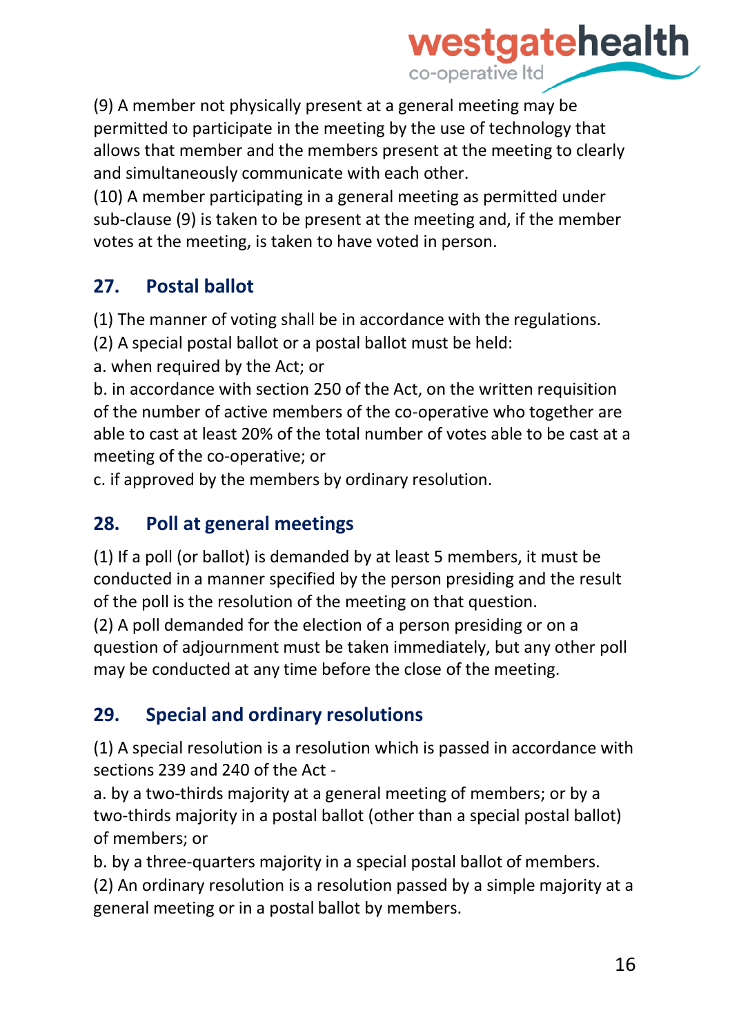(9) A member not physically present at a general meeting may be permitted to participate in the meeting by the use of technology that allows that member and the members present at the meeting to clearly and simultaneously communicate with each other.

(10) A member participating in a general meeting as permitted under sub-clause (9) is taken to be present at the meeting and, if the member votes at the meeting, is taken to have voted in person.

## 27. Postal ballot

(1) The manner of voting shall be in accordance with the regulations.

(2) A special postal ballot or a postal ballot must be held:

a. when required by the Act; or

b. in accordance with section 250 of the Act, on the written requisition of the number of active members of the co-operative who together are able to cast at least 20% of the total number of votes able to be cast at a meeting of the co-operative; or

c. if approved by the members by ordinary resolution.

## 28. Poll at general meetings

(1) If a poll (or ballot) is demanded by at least 5 members, it must be conducted in a manner specified by the person presiding and the result of the poll is the resolution of the meeting on that question.

(2) A poll demanded for the election of a person presiding or on a question of adjournment must be taken immediately, but any other poll may be conducted at any time before the close of the meeting.

## 29. Special and ordinary resolutions

(1) A special resolution is a resolution which is passed in accordance with sections 239 and 240 of the Act -

a. by a two-thirds majority at a general meeting of members; or by a two-thirds majority in a postal ballot (other than a special postal ballot) of members; or

b. by a three-quarters majority in a special postal ballot of members.

(2) An ordinary resolution is a resolution passed by a simple majority at a general meeting or in a postal ballot by members.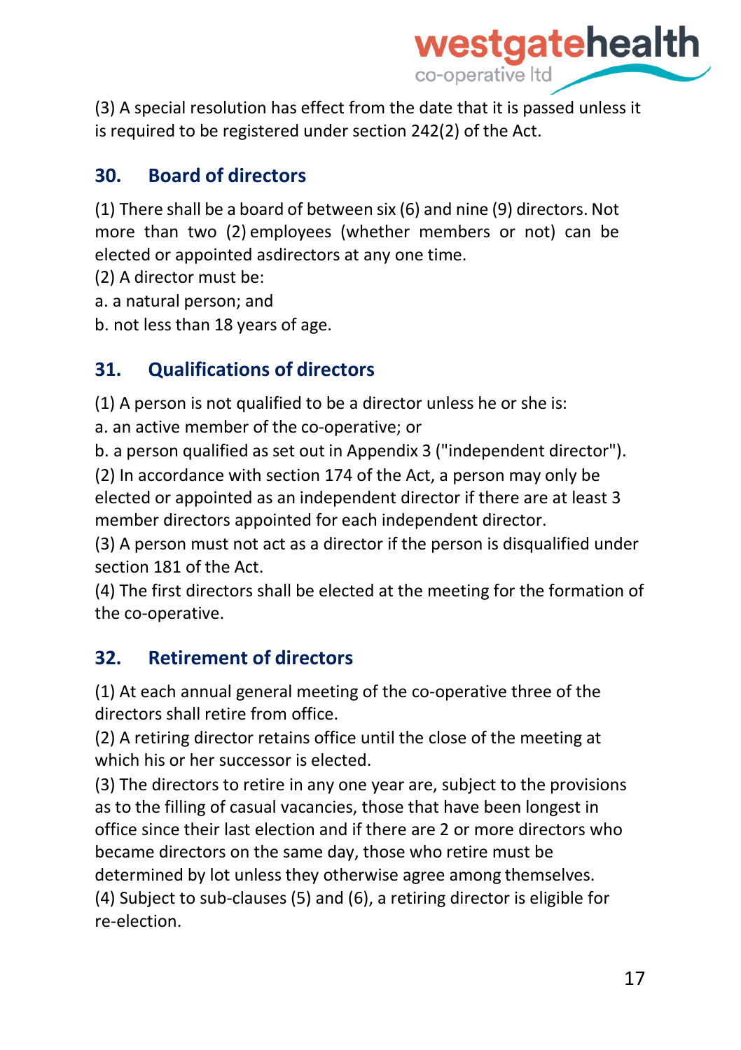(3) A special resolution has effect from the date that it is passed unless it is required to be registered under section 242(2) of the Act.

## 30. Board of directors

(1) There shall be a board of between six (6) and nine (9) directors. Not more than two (2) employees (whether members or not) can be elected or appointed asdirectors at any one time.

(2) A director must be:

a. a natural person; and

b. not less than 18 years of age.

## 31. Qualifications of directors

(1) A person is not qualified to be a director unless he or she is:

a. an active member of the co-operative; or

b. a person qualified as set out in Appendix 3 ("independent director").

(2) In accordance with section 174 of the Act, a person may only be elected or appointed as an independent director if there are at least 3 member directors appointed for each independent director.

(3) A person must not act as a director if the person is disqualified under section 181 of the Act.

(4) The first directors shall be elected at the meeting for the formation of the co-operative.

## 32. Retirement of directors

(1) At each annual general meeting of the co-operative three of the directors shall retire from office.

(2) A retiring director retains office until the close of the meeting at which his or her successor is elected.

(3) The directors to retire in any one year are, subject to the provisions as to the filling of casual vacancies, those that have been longest in office since their last election and if there are 2 or more directors who became directors on the same day, those who retire must be determined by lot unless they otherwise agree among themselves.

(4) Subject to sub-clauses (5) and (6), a retiring director is eligible for re-election.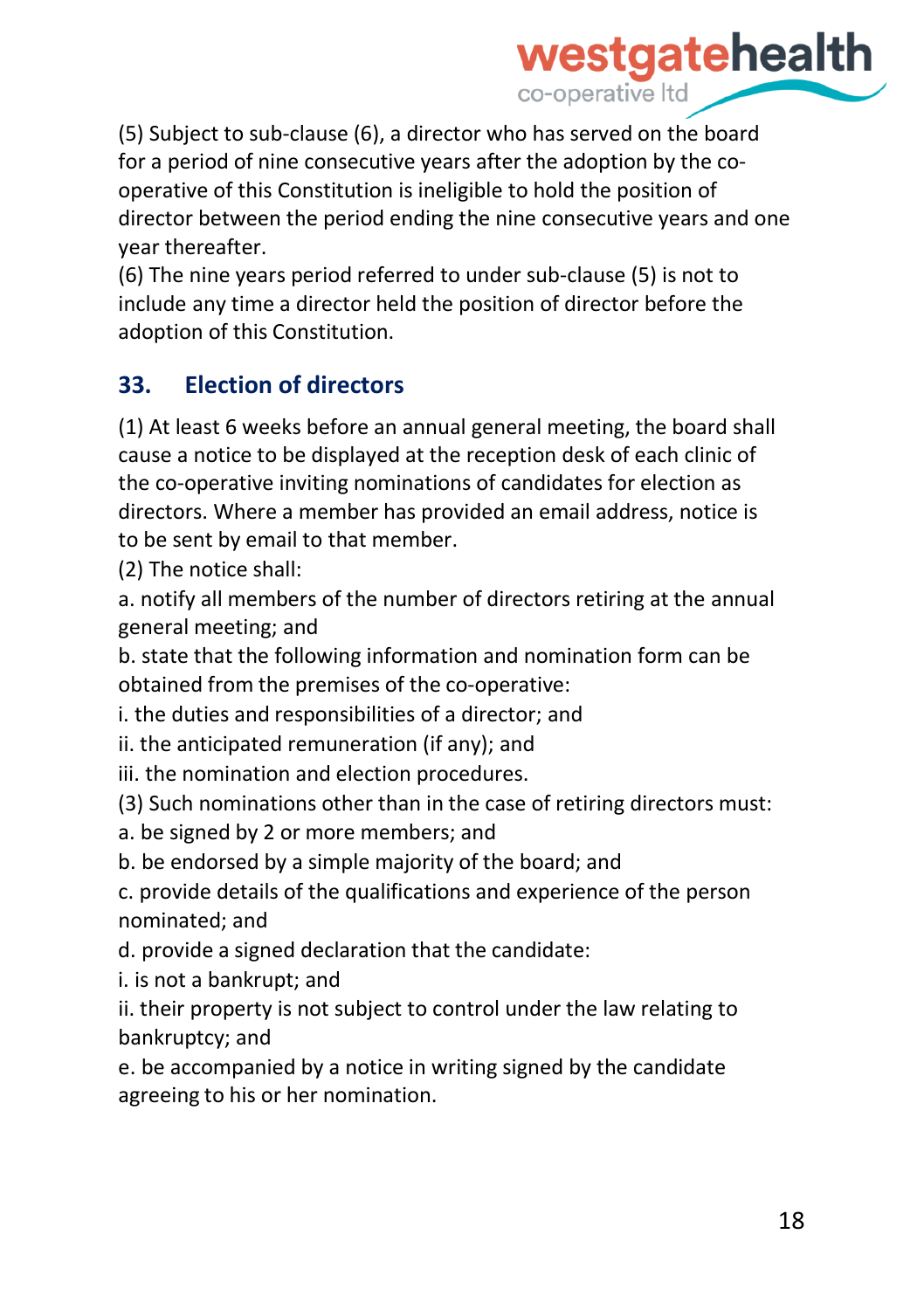(5) Subject to sub-clause (6), a director who has served on the board for a period of nine consecutive years after the adoption by the co-operative of this Constitution is ineligible to hold the position of director between the period ending the nine consecutive years and one year thereafter.
(6) The nine years period referred to under sub-clause (5) is not to include any time a director held the position of director before the adoption of this Constitution.

## 33. Election of directors

(1) At least 6 weeks before an annual general meeting, the board shall cause a notice to be displayed at the reception desk of each clinic of the co-operative inviting nominations of candidates for election as directors. Where a member has provided an email address, notice is to be sent by email to that member.
(2) The notice shall:
a. notify all members of the number of directors retiring at the annual general meeting; and
b. state that the following information and nomination form can be obtained from the premises of the co-operative:
i. the duties and responsibilities of a director; and
ii. the anticipated remuneration (if any); and
iii. the nomination and election procedures.
(3) Such nominations other than in the case of retiring directors must:
a. be signed by 2 or more members; and
b. be endorsed by a simple majority of the board; and
c. provide details of the qualifications and experience of the person nominated; and
d. provide a signed declaration that the candidate:
i. is not a bankrupt; and
ii. their property is not subject to control under the law relating to bankruptcy; and
e. be accompanied by a notice in writing signed by the candidate agreeing to his or her nomination.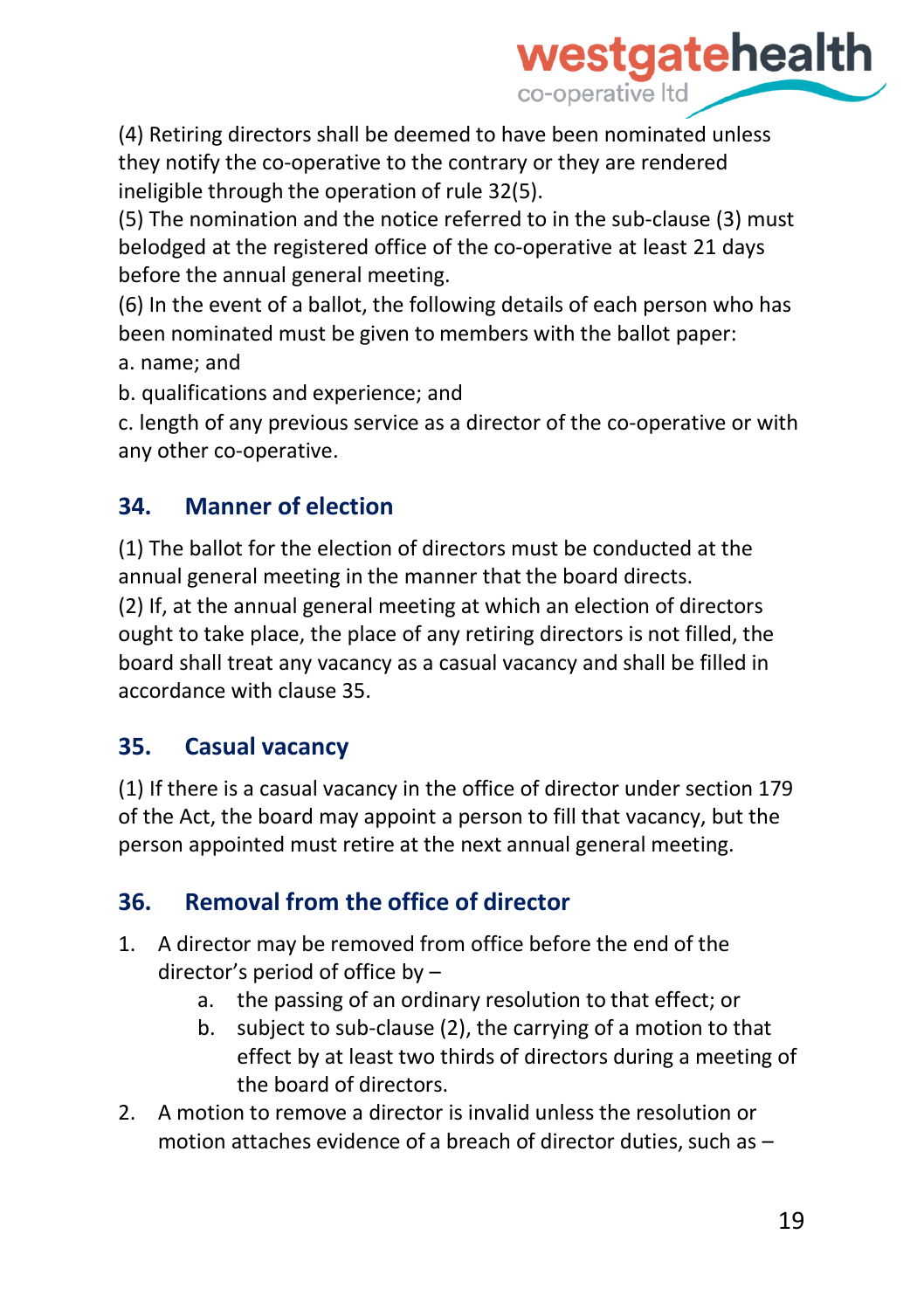(4) Retiring directors shall be deemed to have been nominated unless they notify the co-operative to the contrary or they are rendered ineligible through the operation of rule 32(5).
(5) The nomination and the notice referred to in the sub-clause (3) must belodged at the registered office of the co-operative at least 21 days before the annual general meeting.
(6) In the event of a ballot, the following details of each person who has been nominated must be given to members with the ballot paper:
a. name; and
b. qualifications and experience; and
c. length of any previous service as a director of the co-operative or with any other co-operative.

## 34. Manner of election

(1) The ballot for the election of directors must be conducted at the annual general meeting in the manner that the board directs.
(2) If, at the annual general meeting at which an election of directors ought to take place, the place of any retiring directors is not filled, the board shall treat any vacancy as a casual vacancy and shall be filled in accordance with clause 35.

## 35. Casual vacancy

(1) If there is a casual vacancy in the office of director under section 179 of the Act, the board may appoint a person to fill that vacancy, but the person appointed must retire at the next annual general meeting.

## 36. Removal from the office of director

1. A director may be removed from office before the end of the director's period of office by –
   a. the passing of an ordinary resolution to that effect; or
   b. subject to sub-clause (2), the carrying of a motion to that effect by at least two thirds of directors during a meeting of the board of directors.
2. A motion to remove a director is invalid unless the resolution or motion attaches evidence of a breach of director duties, such as –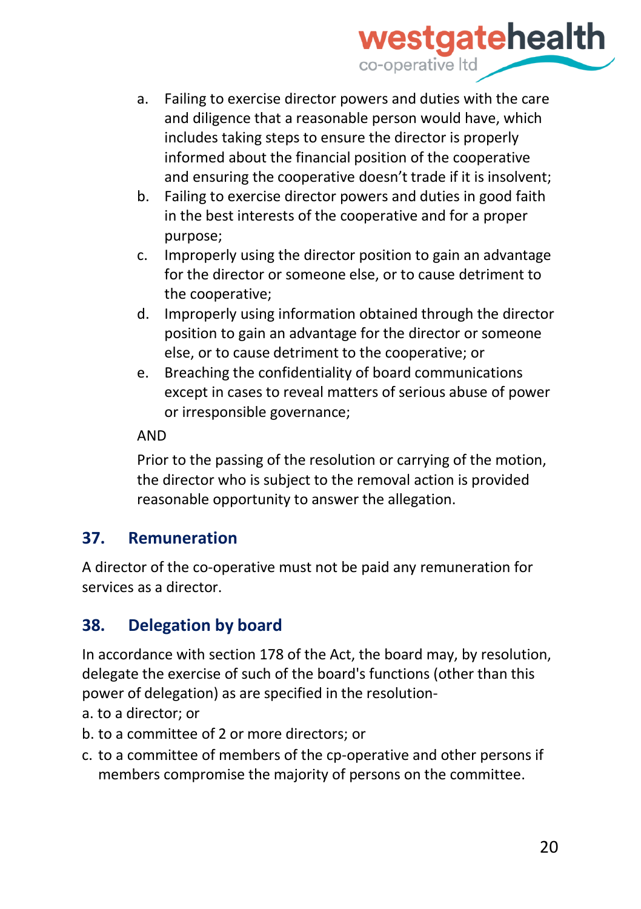a. Failing to exercise director powers and duties with the care and diligence that a reasonable person would have, which includes taking steps to ensure the director is properly informed about the financial position of the cooperative and ensuring the cooperative doesn't trade if it is insolvent;
b. Failing to exercise director powers and duties in good faith in the best interests of the cooperative and for a proper purpose;
c. Improperly using the director position to gain an advantage for the director or someone else, or to cause detriment to the cooperative;
d. Improperly using information obtained through the director position to gain an advantage for the director or someone else, or to cause detriment to the cooperative; or
e. Breaching the confidentiality of board communications except in cases to reveal matters of serious abuse of power or irresponsible governance;

AND

Prior to the passing of the resolution or carrying of the motion, the director who is subject to the removal action is provided reasonable opportunity to answer the allegation.

## 37. Remuneration

A director of the co-operative must not be paid any remuneration for services as a director.

## 38. Delegation by board

In accordance with section 178 of the Act, the board may, by resolution, delegate the exercise of such of the board's functions (other than this power of delegation) as are specified in the resolution-

a. to a director; or
b. to a committee of 2 or more directors; or
c. to a committee of members of the cp-operative and other persons if members compromise the majority of persons on the committee.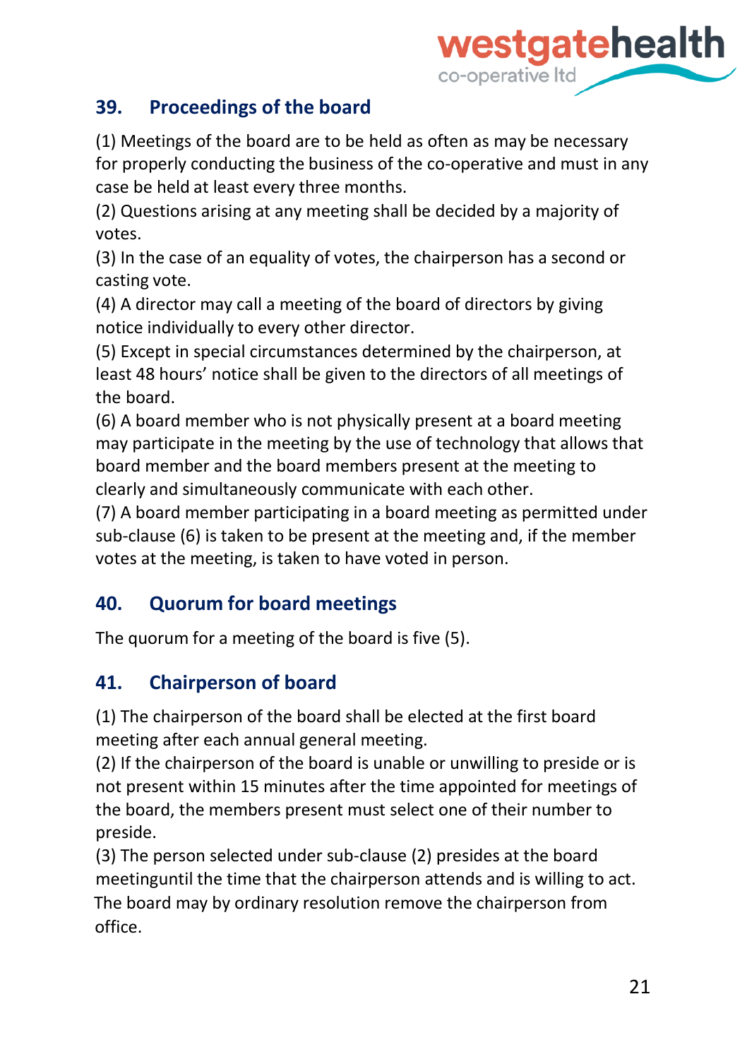## 39. Proceedings of the board

(1) Meetings of the board are to be held as often as may be necessary for properly conducting the business of the co-operative and must in any case be held at least every three months.
(2) Questions arising at any meeting shall be decided by a majority of votes.
(3) In the case of an equality of votes, the chairperson has a second or casting vote.
(4) A director may call a meeting of the board of directors by giving notice individually to every other director.
(5) Except in special circumstances determined by the chairperson, at least 48 hours' notice shall be given to the directors of all meetings of the board.
(6) A board member who is not physically present at a board meeting may participate in the meeting by the use of technology that allows that board member and the board members present at the meeting to clearly and simultaneously communicate with each other.
(7) A board member participating in a board meeting as permitted under sub-clause (6) is taken to be present at the meeting and, if the member votes at the meeting, is taken to have voted in person.

## 40. Quorum for board meetings

The quorum for a meeting of the board is five (5).

## 41. Chairperson of board

(1) The chairperson of the board shall be elected at the first board meeting after each annual general meeting.
(2) If the chairperson of the board is unable or unwilling to preside or is not present within 15 minutes after the time appointed for meetings of the board, the members present must select one of their number to preside.
(3) The person selected under sub-clause (2) presides at the board meetinguntil the time that the chairperson attends and is willing to act.
The board may by ordinary resolution remove the chairperson from office.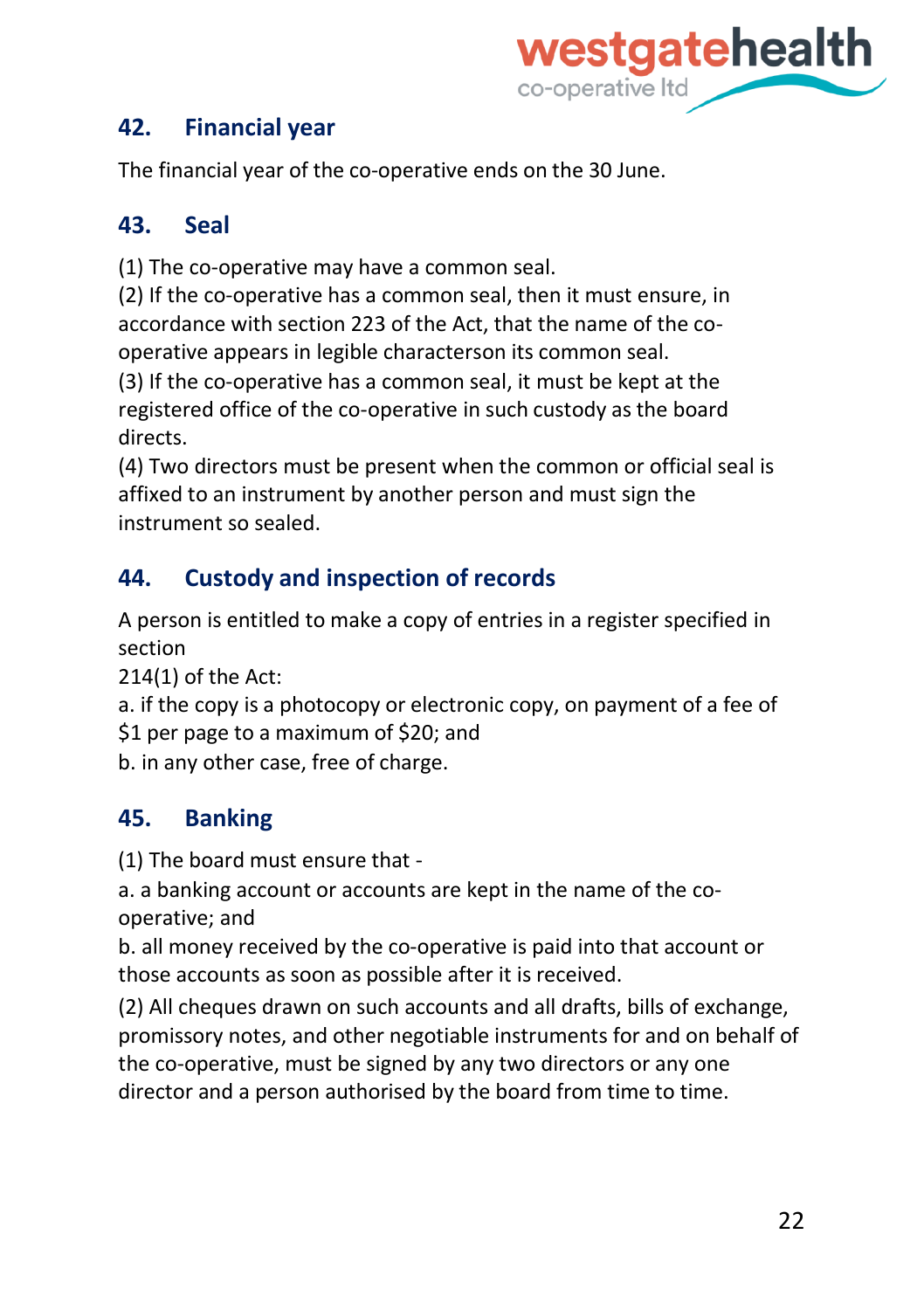## 42. Financial year

The financial year of the co-operative ends on the 30 June.

## 43. Seal

(1) The co-operative may have a common seal.
(2) If the co-operative has a common seal, then it must ensure, in accordance with section 223 of the Act, that the name of the co-operative appears in legible characterson its common seal.
(3) If the co-operative has a common seal, it must be kept at the registered office of the co-operative in such custody as the board directs.
(4) Two directors must be present when the common or official seal is affixed to an instrument by another person and must sign the instrument so sealed.

## 44. Custody and inspection of records

A person is entitled to make a copy of entries in a register specified in section
214(1) of the Act:
a. if the copy is a photocopy or electronic copy, on payment of a fee of $1 per page to a maximum of $20; and
b. in any other case, free of charge.

## 45. Banking

(1) The board must ensure that -
a. a banking account or accounts are kept in the name of the co-operative; and
b. all money received by the co-operative is paid into that account or those accounts as soon as possible after it is received.
(2) All cheques drawn on such accounts and all drafts, bills of exchange, promissory notes, and other negotiable instruments for and on behalf of the co-operative, must be signed by any two directors or any one director and a person authorised by the board from time to time.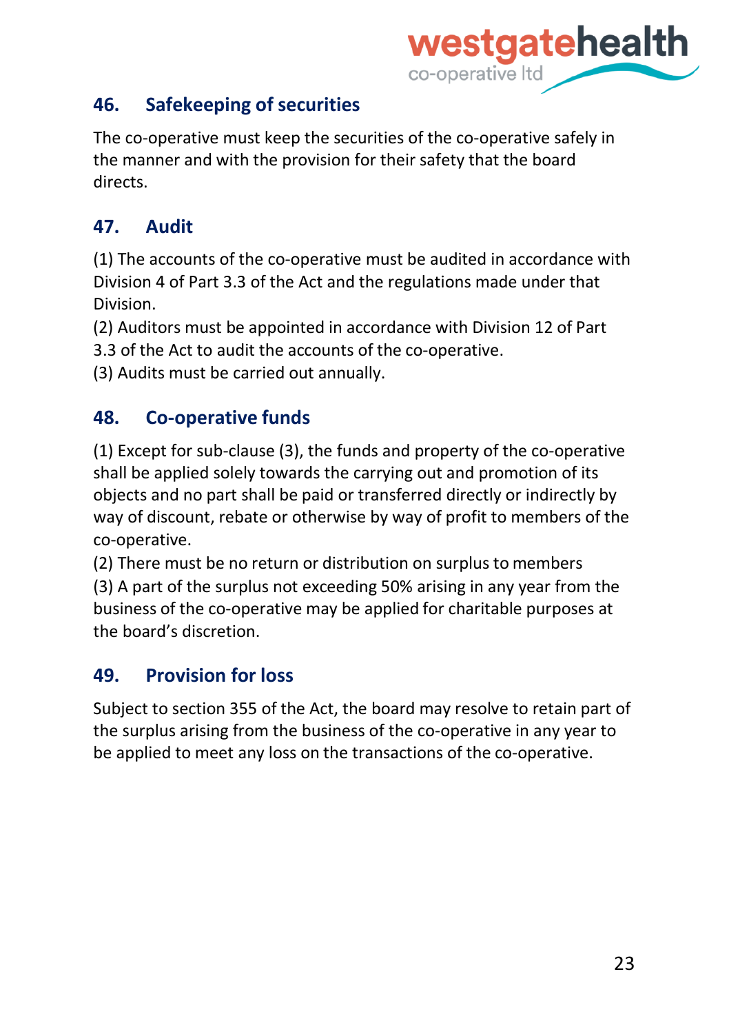## 46. Safekeeping of securities

The co-operative must keep the securities of the co-operative safely in the manner and with the provision for their safety that the board directs.

## 47. Audit

(1) The accounts of the co-operative must be audited in accordance with Division 4 of Part 3.3 of the Act and the regulations made under that Division.
(2) Auditors must be appointed in accordance with Division 12 of Part 3.3 of the Act to audit the accounts of the co-operative.
(3) Audits must be carried out annually.

## 48. Co-operative funds

(1) Except for sub-clause (3), the funds and property of the co-operative shall be applied solely towards the carrying out and promotion of its objects and no part shall be paid or transferred directly or indirectly by way of discount, rebate or otherwise by way of profit to members of the co-operative.
(2) There must be no return or distribution on surplus to members
(3) A part of the surplus not exceeding 50% arising in any year from the business of the co-operative may be applied for charitable purposes at the board's discretion.

## 49. Provision for loss

Subject to section 355 of the Act, the board may resolve to retain part of the surplus arising from the business of the co-operative in any year to be applied to meet any loss on the transactions of the co-operative.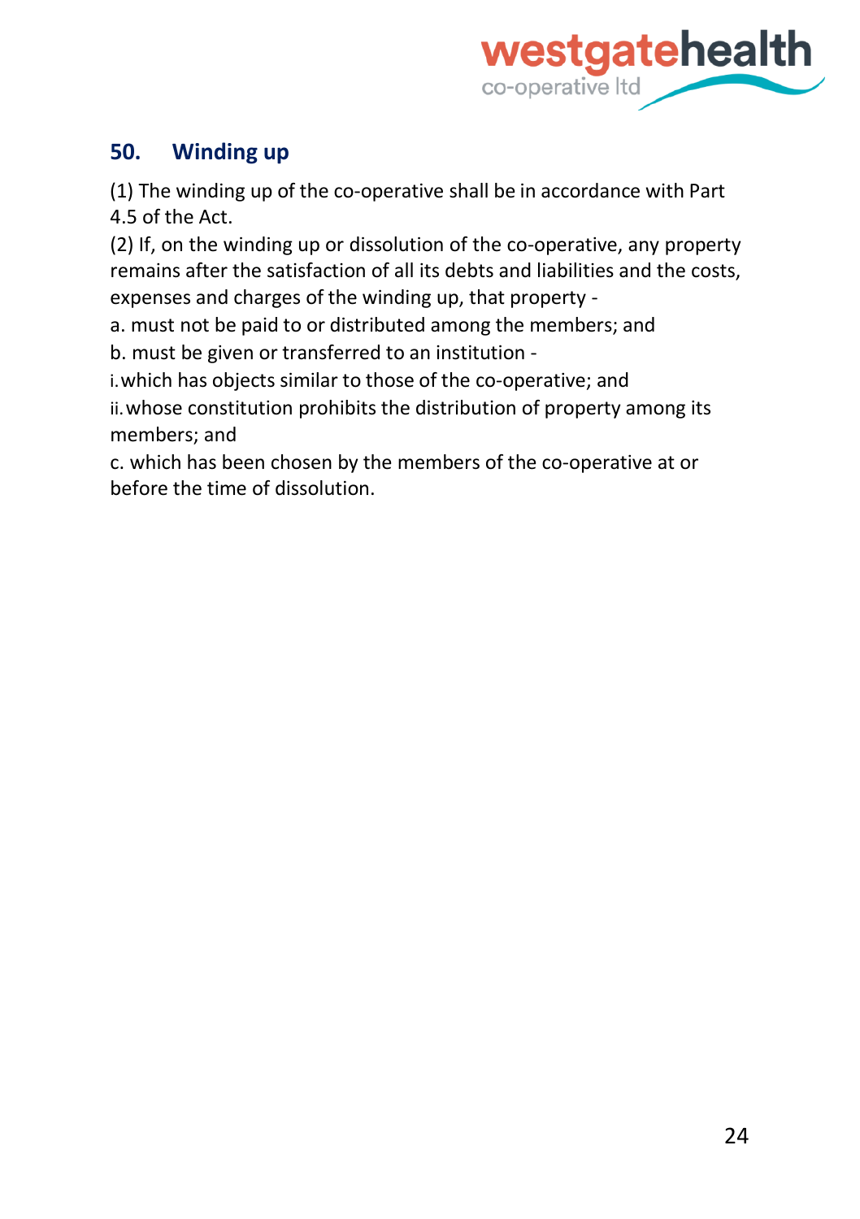## 50. Winding up

(1) The winding up of the co-operative shall be in accordance with Part 4.5 of the Act.

(2) If, on the winding up or dissolution of the co-operative, any property remains after the satisfaction of all its debts and liabilities and the costs, expenses and charges of the winding up, that property -

a. must not be paid to or distributed among the members; and

b. must be given or transferred to an institution -

i. which has objects similar to those of the co-operative; and

ii. whose constitution prohibits the distribution of property among its members; and

c. which has been chosen by the members of the co-operative at or before the time of dissolution.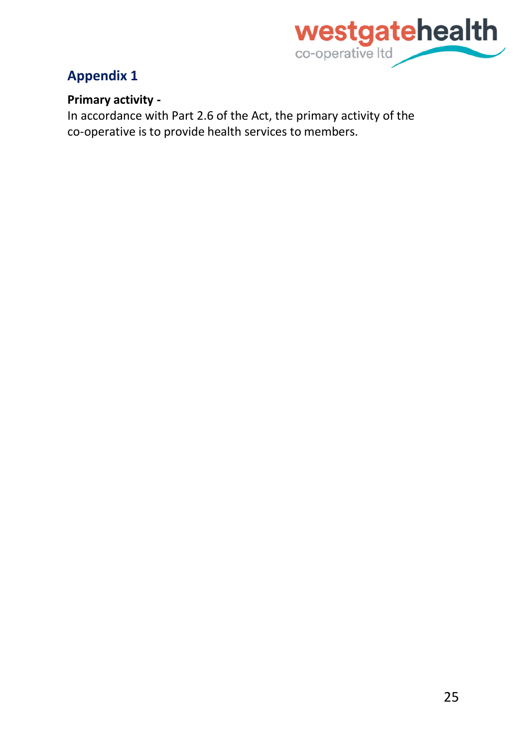## Appendix 1

**Primary activity -**

In accordance with Part 2.6 of the Act, the primary activity of the co-operative is to provide health services to members.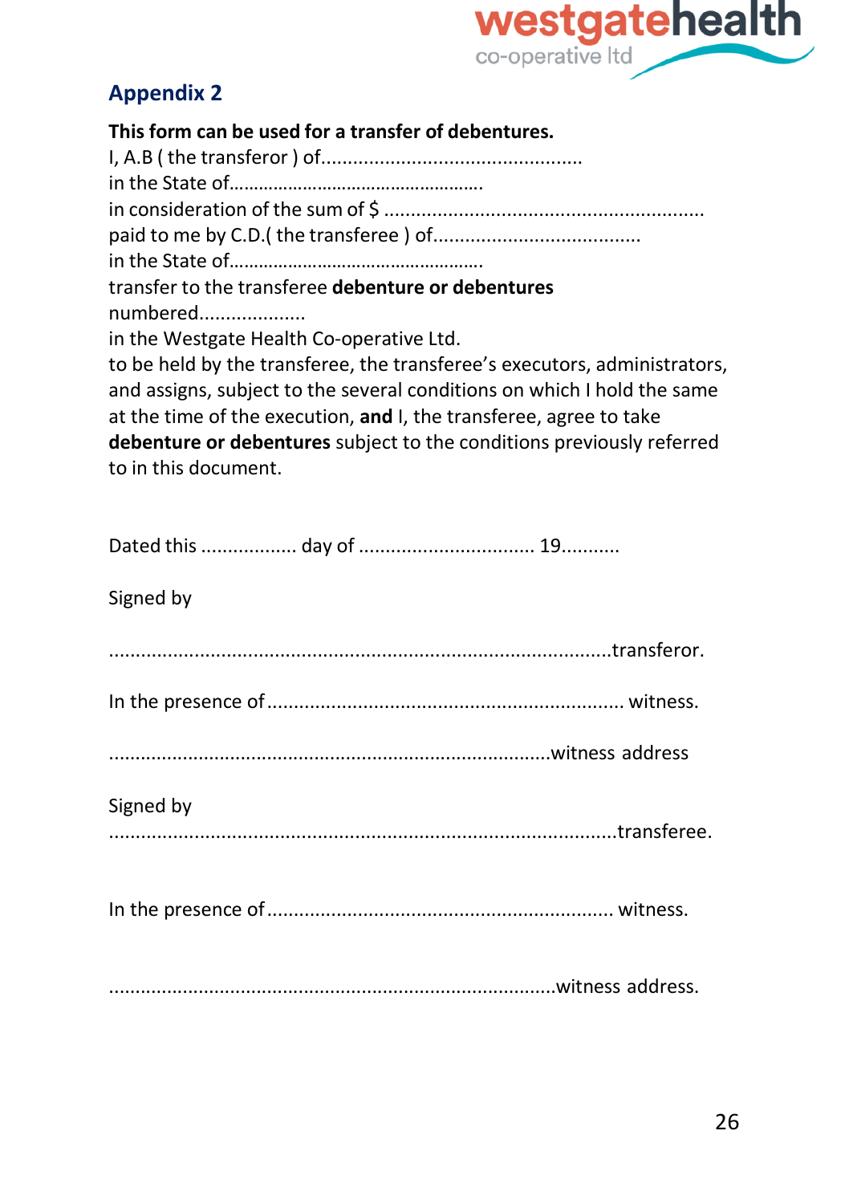## Appendix 2

**This form can be used for a transfer of debentures.**
I, A.B ( the transferor ) of................................................
in the State of……………………………………………..
in consideration of the sum of $ ...........................................................
paid to me by C.D.( the transferee ) of......................................
in the State of……………………………………………..
transfer to the transferee **debenture or debentures**
numbered...................
in the Westgate Health Co-operative Ltd.
to be held by the transferee, the transferee's executors, administrators, and assigns, subject to the several conditions on which I hold the same at the time of the execution, **and** I, the transferee, agree to take **debenture or debentures** subject to the conditions previously referred to in this document.

Dated this .................. day of ................................. 19...........

Signed by

..............................................................................................transferor.

In the presence of .................................................................. witness.

..................................................................................witness address

Signed by
...............................................................................................transferee.

In the presence of ................................................................. witness.

...................................................................................witness address.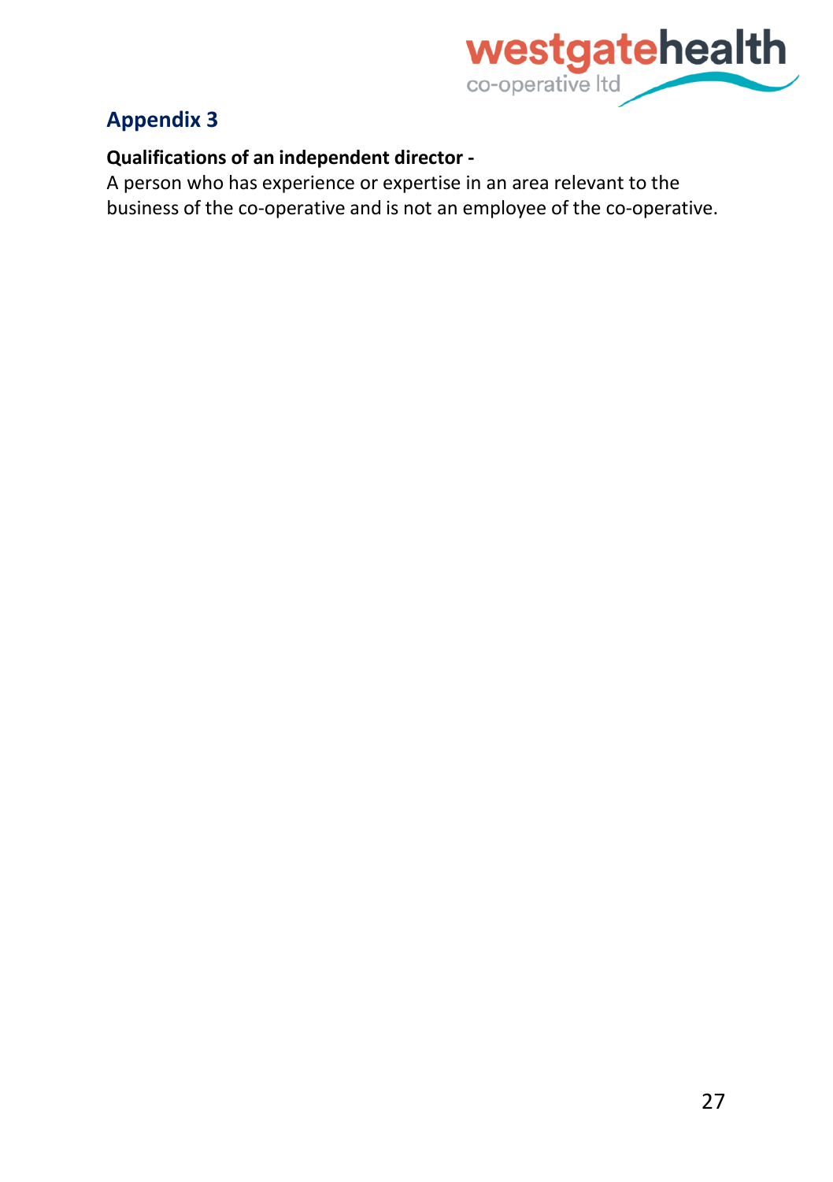## Appendix 3

**Qualifications of an independent director -**
A person who has experience or expertise in an area relevant to the business of the co-operative and is not an employee of the co-operative.